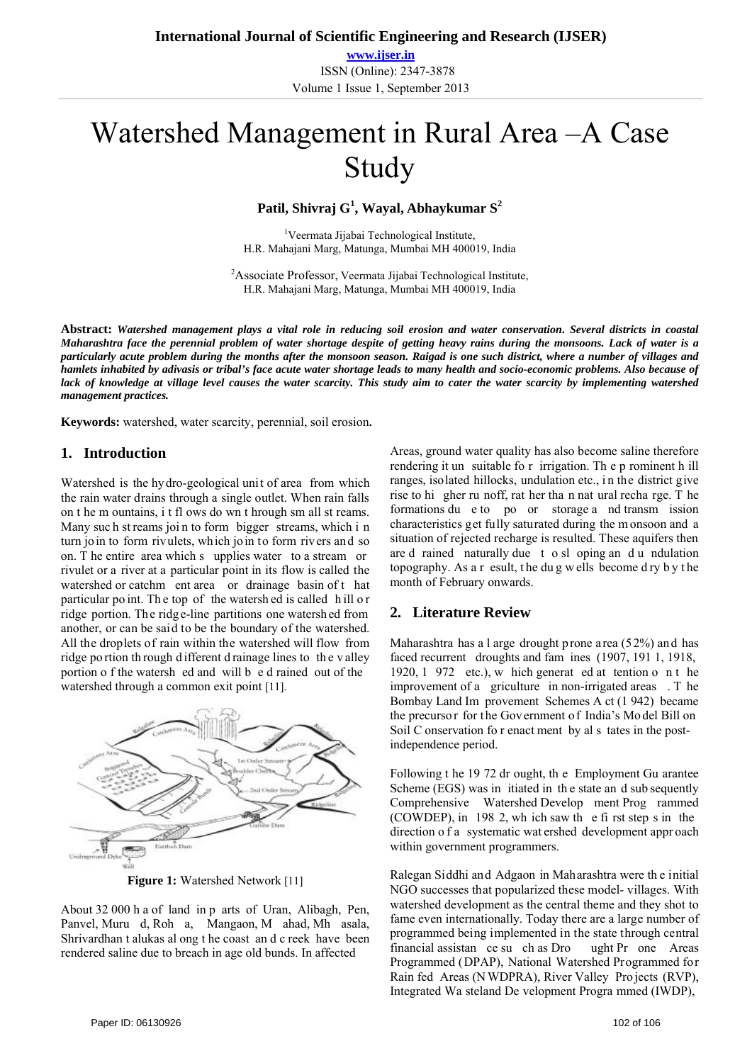# Watershed Management in Rural Area –A Case Study

**Patil, Shivraj G[1], Wayal, Abhaykumar S[2]**

[1]Veermata Jijabai Technological Institute, H.R. Mahajani Marg, Matunga, Mumbai MH 400019, India

[2]Associate Professor, Veermata Jijabai Technological Institute, H.R. Mahajani Marg, Matunga, Mumbai MH 400019, India

**Abstract:** ***Watershed management plays a vital role in reducing soil erosion and water conservation. Several districts in coastal Maharashtra face the perennial problem of water shortage despite of getting heavy rains during the monsoons. Lack of water is a particularly acute problem during the months after the monsoon season. Raigad is one such district, where a number of villages and hamlets inhabited by adivasis or tribal's face acute water shortage leads to many health and socio-economic problems. Also because of lack of knowledge at village level causes the water scarcity. This study aim to cater the water scarcity by implementing watershed management practices.***

**Keywords:** watershed, water scarcity, perennial, soil erosion**.**

## 1. Introduction

Watershed is the hydro-geological unit of area from which the rain water drains through a single outlet. When rain falls on the mountains, it flows down through small streams. Many such streams join to form bigger streams, which in turn join to form rivulets, which join to form rivers and so on. The entire area which supplies water to a stream or rivulet or a river at a particular point in its flow is called the watershed or catchment area or drainage basin of that particular point. The top of the watershed is called hill or ridge portion. The ridge-line partitions one watershed from another, or can be said to be the boundary of the watershed. All the droplets of rain within the watershed will flow from ridge portion through different drainage lines to the valley portion of the watershed and will be drained out of the watershed through a common exit point [11].

**Figure 1:** Watershed Network [11]

About 32 000 ha of land in parts of Uran, Alibagh, Pen, Panvel, Murud, Roha, Mangaon, Mahad, Mhasala, Shrivardhan talukas along the coast and creek have been rendered saline due to breach in age old bunds. In affected Areas, ground water quality has also become saline therefore rendering it unsuitable for irrigation. The prominent hill ranges, isolated hillocks, undulation etc., in the district give rise to higher runoff, rather than natural recharge. The formations due to poor storage and transmission characteristics get fully saturated during the monsoon and a situation of rejected recharge is resulted. These aquifers then are drained naturally due to sloping and undulation topography. As a result, the dug wells become dry by the month of February onwards.

## 2. Literature Review

Maharashtra has a large drought prone area (52%) and has faced recurrent droughts and famines (1907, 1911, 1918, 1920, 1972 etc.), which generated attention on the improvement of agriculture in non-irrigated areas. The Bombay Land Improvement Schemes Act (1942) became the precursor for the Government of India's Model Bill on Soil Conservation for enactment by all states in the post-independence period.

Following the 1972 drought, the Employment Guarantee Scheme (EGS) was initiated in the state and subsequently Comprehensive Watershed Development Programmed (COWDEP), in 1982, which saw the first steps in the direction of a systematic watershed development approach within government programmers.

Ralegan Siddhi and Adgaon in Maharashtra were the initial NGO successes that popularized these model- villages. With watershed development as the central theme and they shot to fame even internationally. Today there are a large number of programmed being implemented in the state through central financial assistance such as Drought Prone Areas Programmed (DPAP), National Watershed Programmed for Rain fed Areas (NWDPRA), River Valley Projects (RVP), Integrated Wasteland Development Programmed (IWDP),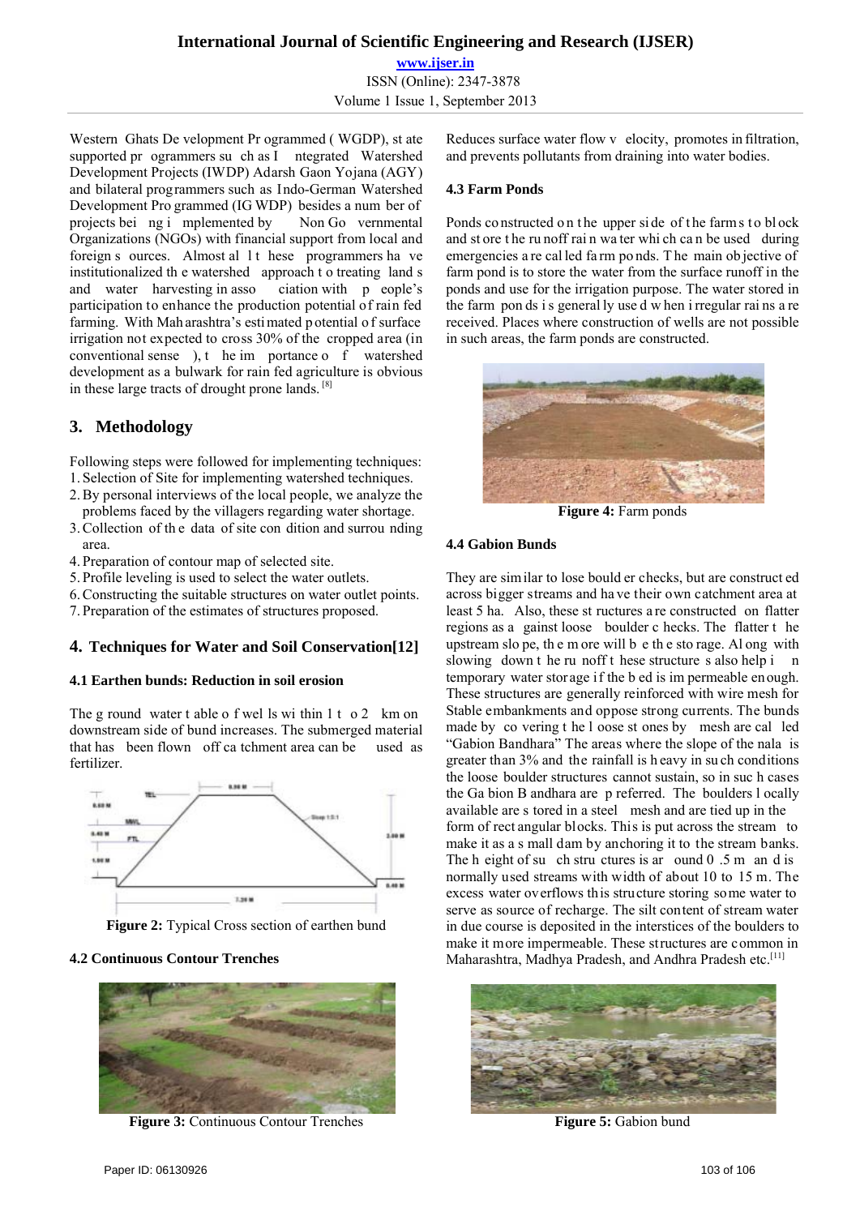Western Ghats Development Programmed (WGDP), state supported programmers such as Integrated Watershed Development Projects (IWDP) Adarsh Gaon Yojana (AGY) and bilateral programmers such as Indo-German Watershed Development Programmed (IGWDP) besides a number of projects being implemented by Non Governmental Organizations (NGOs) with financial support from local and foreign sources. Almost all these programmers have institutionalized the watershed approach to treating lands and water harvesting in association with people's participation to enhance the production potential of rain fed farming. With Maharashtra's estimated potential of surface irrigation not expected to cross 30% of the cropped area (in conventional sense), the importance of watershed development as a bulwark for rain fed agriculture is obvious in these large tracts of drought prone lands. [8]

## 3. Methodology

Following steps were followed for implementing techniques:

1. Selection of Site for implementing watershed techniques.
2. By personal interviews of the local people, we analyze the problems faced by the villagers regarding water shortage.
3. Collection of the data of site condition and surrounding area.
4. Preparation of contour map of selected site.
5. Profile leveling is used to select the water outlets.
6. Constructing the suitable structures on water outlet points.
7. Preparation of the estimates of structures proposed.

## 4. Techniques for Water and Soil Conservation[12]

### 4.1 Earthen bunds: Reduction in soil erosion

The ground water table of wells within 1 to 2 km on downstream side of bund increases. The submerged material that has been flown off catchment area can be used as fertilizer.

**Figure 2:** Typical Cross section of earthen bund

### 4.2 Continuous Contour Trenches

**Figure 3:** Continuous Contour Trenches

Reduces surface water flow velocity, promotes infiltration, and prevents pollutants from draining into water bodies.

### 4.3 Farm Ponds

Ponds constructed on the upper side of the farms to block and store the runoff rain water which can be used during emergencies are called farm ponds. The main objective of farm pond is to store the water from the surface runoff in the ponds and use for the irrigation purpose. The water stored in the farm ponds is generally used when irregular rains are received. Places where construction of wells are not possible in such areas, the farm ponds are constructed.

**Figure 4:** Farm ponds

### 4.4 Gabion Bunds

They are similar to lose boulder checks, but are constructed across bigger streams and have their own catchment area at least 5 ha. Also, these structures are constructed on flatter regions as against loose boulder checks. The flatter the upstream slope, the more will be the storage. Along with slowing down the runoff these structures also help in temporary water storage if the bed is impermeable enough. These structures are generally reinforced with wire mesh for Stable embankments and oppose strong currents. The bunds made by covering the loose stones by mesh are called "Gabion Bandhara" The areas where the slope of the nala is greater than 3% and the rainfall is heavy in such conditions the loose boulder structures cannot sustain, so in such cases the Gabion Bandhara are preferred. The boulders locally available are stored in a steel mesh and are tied up in the form of rectangular blocks. This is put across the stream to make it as a small dam by anchoring it to the stream banks. The height of such structures is around 0.5 m and is normally used streams with width of about 10 to 15 m. The excess water overflows this structure storing some water to serve as source of recharge. The silt content of stream water in due course is deposited in the interstices of the boulders to make it more impermeable. These structures are common in Maharashtra, Madhya Pradesh, and Andhra Pradesh etc.[11]

**Figure 5:** Gabion bund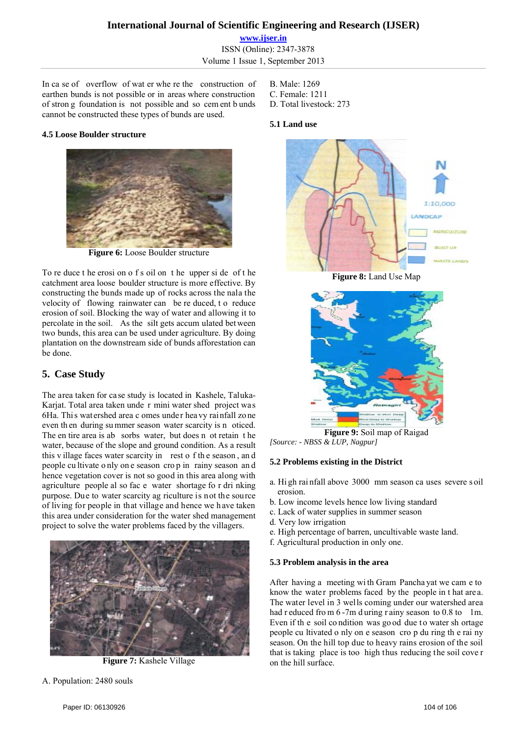In case of overflow of water where the construction of earthen bunds is not possible or in areas where construction of strong foundation is not possible and so cement bunds cannot be constructed these types of bunds are used.

### 4.5 Loose Boulder structure

**Figure 6:** Loose Boulder structure

To reduce the erosion of soil on the upper side of the catchment area loose boulder structure is more effective. By constructing the bunds made up of rocks across the nala the velocity of flowing rainwater can be reduced, to reduce erosion of soil. Blocking the way of water and allowing it to percolate in the soil. As the silt gets accumulated between two bunds, this area can be used under agriculture. By doing plantation on the downstream side of bunds afforestation can be done.

## 5. Case Study

The area taken for case study is located in Kashele, Taluka-Karjat. Total area taken under mini water shed project was 6Ha. This watershed area comes under heavy rainfall zone even then during summer season water scarcity is noticed. The entire area absorbs water, but does not retain the water, because of the slope and ground condition. As a result this village faces water scarcity in rest of the season, and people cultivate only one season crop in rainy season and hence vegetation cover is not so good in this area along with agriculture people also face water shortage for drinking purpose. Due to water scarcity agriculture is not the source of living for people in that village and hence we have taken this area under consideration for the water shed management project to solve the water problems faced by the villagers.

**Figure 7:** Kashele Village

A. Population: 2480 souls
B. Male: 1269
C. Female: 1211
D. Total livestock: 273

### 5.1 Land use

**Figure 8:** Land Use Map

**Figure 9:** Soil map of Raigad

*[Source: - NBSS & LUP, Nagpur]*

### 5.2 Problems existing in the District

a. High rainfall above 3000 mm season causes severe soil erosion.
b. Low income levels hence low living standard
c. Lack of water supplies in summer season
d. Very low irrigation
e. High percentage of barren, uncultivable waste land.
f. Agricultural production in only one.

### 5.3 Problem analysis in the area

After having a meeting with Gram Panchayat we came to know the water problems faced by the people in that area. The water level in 3 wells coming under our watershed area had reduced from 6-7m during rainy season to 0.8 to 1m. Even if the soil condition was good due to water shortage people cultivated only one season crop during the rainy season. On the hill top due to heavy rains erosion of the soil that is taking place is too high thus reducing the soil cover on the hill surface.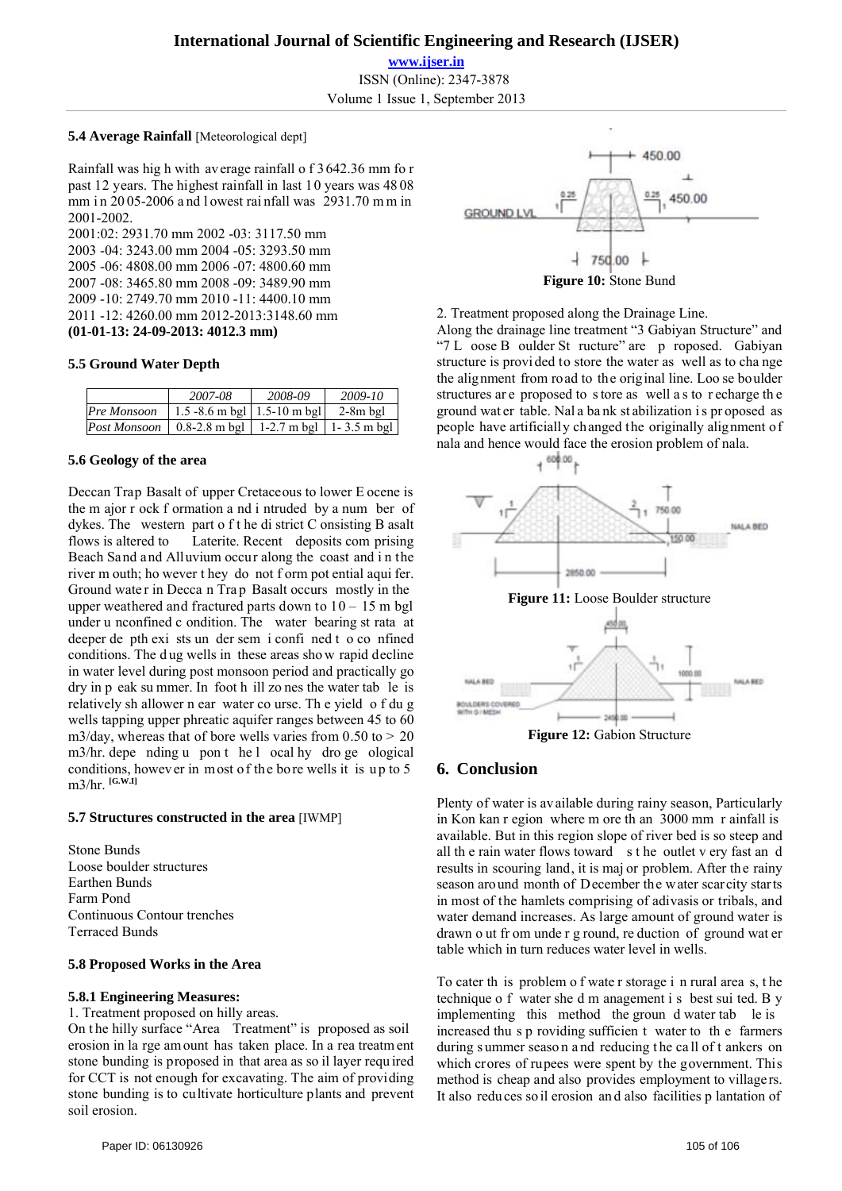### 5.4 Average Rainfall [Meteorological dept]

Rainfall was high with average rainfall of 3642.36 mm for past 12 years. The highest rainfall in last 10 years was 4808 mm in 2005-2006 and lowest rainfall was 2931.70 mm in 2001-2002.

2001:02: 2931.70 mm 2002 -03: 3117.50 mm
2003 -04: 3243.00 mm 2004 -05: 3293.50 mm
2005 -06: 4808.00 mm 2006 -07: 4800.60 mm
2007 -08: 3465.80 mm 2008 -09: 3489.90 mm
2009 -10: 2749.70 mm 2010 -11: 4400.10 mm
2011 -12: 4260.00 mm 2012-2013:3148.60 mm
**(01-01-13: 24-09-2013: 4012.3 mm)**

### 5.5 Ground Water Depth

| | *2007-08* | *2008-09* | *2009-10* |
|---|---|---|---|
| *Pre Monsoon* | 1.5 -8.6 m bgl | 1.5-10 m bgl | 2-8m bgl |
| *Post Monsoon* | 0.8-2.8 m bgl | 1-2.7 m bgl | 1- 3.5 m bgl |

### 5.6 Geology of the area

Deccan Trap Basalt of upper Cretaceous to lower Eocene is the major rock formation and intruded by a number of dykes. The western part of the district Consisting Basalt flows is altered to Laterite. Recent deposits comprising Beach Sand and Alluvium occur along the coast and in the river mouth; however they do not form potential aquifer. Ground water in Deccan Trap Basalt occurs mostly in the upper weathered and fractured parts down to 10 – 15 m bgl under unconfined condition. The water bearing strata at deeper depth exists under semi confined to confined conditions. The dug wells in these areas show rapid decline in water level during post monsoon period and practically go dry in peak summer. In foot hill zones the water table is relatively shallower near water course. The yield of dug wells tapping upper phreatic aquifer ranges between 45 to 60 m3/day, whereas that of bore wells varies from 0.50 to > 20 m3/hr. depending upon the local hydrogeological conditions, however in most of the bore wells it is up to 5 m3/hr. [G.W.I]

### 5.7 Structures constructed in the area [IWMP]

Stone Bunds
Loose boulder structures
Earthen Bunds
Farm Pond
Continuous Contour trenches
Terraced Bunds

### 5.8 Proposed Works in the Area

#### 5.8.1 Engineering Measures:

1. Treatment proposed on hilly areas.

On the hilly surface "Area Treatment" is proposed as soil erosion in large amount has taken place. In area treatment stone bunding is proposed in that area as soil layer required for CCT is not enough for excavating. The aim of providing stone bunding is to cultivate horticulture plants and prevent soil erosion.

**Figure 10:** Stone Bund

2. Treatment proposed along the Drainage Line.

Along the drainage line treatment "3 Gabiyan Structure" and "7 Loose Boulder Structure" are proposed. Gabiyan structure is provided to store the water as well as to change the alignment from road to the original line. Loose boulder structures are proposed to store as well as to recharge the ground water table. Nala bank stabilization is proposed as people have artificially changed the originally alignment of nala and hence would face the erosion problem of nala.

**Figure 11:** Loose Boulder structure

**Figure 12:** Gabion Structure

## 6. Conclusion

Plenty of water is available during rainy season, Particularly in Konkan region where more than 3000 mm rainfall is available. But in this region slope of river bed is so steep and all the rain water flows toward s the outlet very fast and results in scouring land, it is major problem. After the rainy season around month of December the water scarcity starts in most of the hamlets comprising of adivasis or tribals, and water demand increases. As large amount of ground water is drawn out from underground, reduction of ground water table which in turn reduces water level in wells.

To cater this problem of water storage in rural areas, the technique of water shed management is best suited. By implementing this method the ground water table is increased thus providing sufficient water to the farmers during summer season and reducing the call of tankers on which crores of rupees were spent by the government. This method is cheap and also provides employment to villagers. It also reduces soil erosion and also facilities plantation of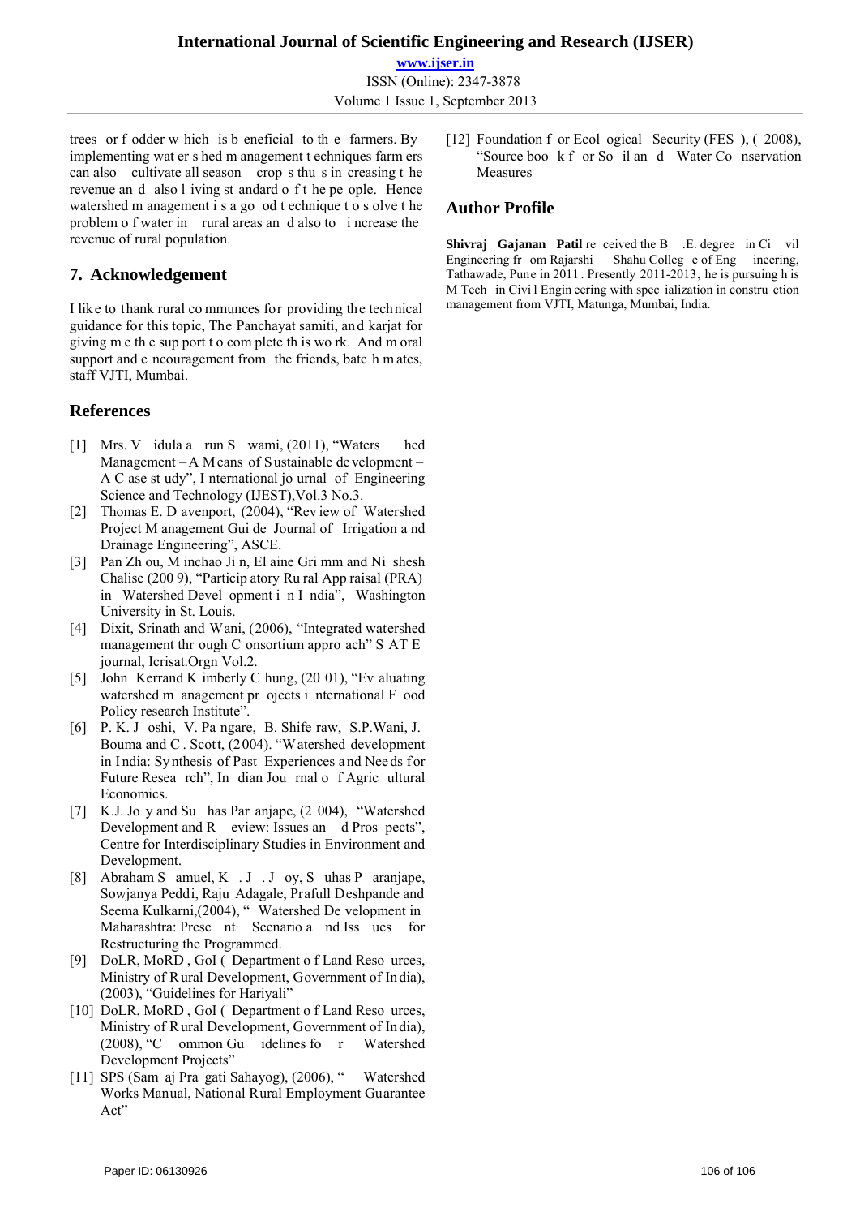trees or fodder which is beneficial to the farmers. By implementing water shed management techniques farmers can also cultivate all season crops thus increasing the revenue and also living standard of the people. Hence watershed management is a good technique to solve the problem of water in rural areas and also to increase the revenue of rural population.

## 7. Acknowledgement

I like to thank rural communces for providing the technical guidance for this topic, The Panchayat samiti, and karjat for giving me the support to complete this work. And moral support and encouragement from the friends, batch mates, staff VJTI, Mumbai.

## References

[1] Mrs. Vidula arun Swami, (2011), "Watershed Management – A Means of Sustainable development – A Case study", International journal of Engineering Science and Technology (IJEST),Vol.3 No.3.

[2] Thomas E. Davenport, (2004), "Review of Watershed Project Management Guide Journal of Irrigation and Drainage Engineering", ASCE.

[3] Pan Zhou, Minchao Jin, Elaine Grimm and Nishesh Chalise (2009), "Participatory Rural Appraisal (PRA) in Watershed Development in India", Washington University in St. Louis.

[4] Dixit, Srinath and Wani, (2006), "Integrated watershed management through Consortium approach" SATE journal, Icrisat.Orgn Vol.2.

[5] John Kerrand Kimberly Chung, (2001), "Evaluating watershed management projects international Food Policy research Institute".

[6] P. K. Joshi, V. Pangare, B. Shiferaw, S.P.Wani, J. Bouma and C. Scott, (2004). "Watershed development in India: Synthesis of Past Experiences and Needs for Future Research", Indian Journal of Agricultural Economics.

[7] K.J. Joy and Suhas Paranjape, (2004), "Watershed Development and Review: Issues and Prospects", Centre for Interdisciplinary Studies in Environment and Development.

[8] Abraham Samuel, K.J.Joy, Suhas Paranjape, Sowjanya Peddi, Raju Adagale, Prafull Deshpande and Seema Kulkarni,(2004), " Watershed Development in Maharashtra: Present Scenario and Issues for Restructuring the Programmed.

[9] DoLR, MoRD, GoI ( Department of Land Resources, Ministry of Rural Development, Government of India), (2003), "Guidelines for Hariyali"

[10] DoLR, MoRD, GoI ( Department of Land Resources, Ministry of Rural Development, Government of India), (2008), "Common Guidelines for Watershed Development Projects"

[11] SPS (Samaj Pragati Sahayog), (2006), " Watershed Works Manual, National Rural Employment Guarantee Act"

[12] Foundation for Ecological Security (FES), (2008), "Source book for Soil and Water Conservation Measures

## Author Profile

**Shivraj Gajanan Patil** received the B.E. degree in Civil Engineering from Rajarshi Shahu College of Engineering, Tathawade, Pune in 2011. Presently 2011-2013, he is pursuing his M Tech in Civil Engineering with specialization in construction management from VJTI, Matunga, Mumbai, India.